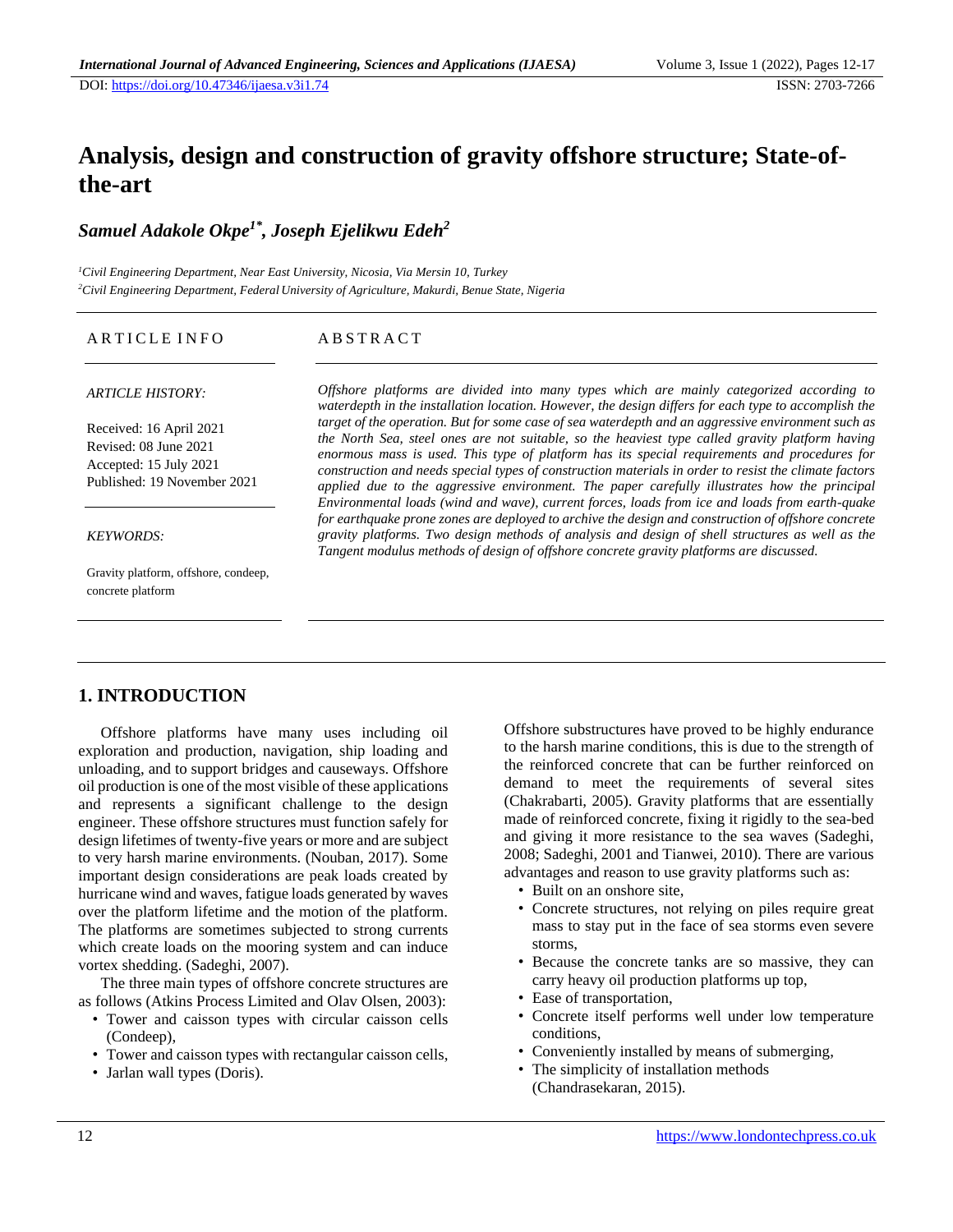# Analysis, design and construction of gravity offshore structure; State-of-the-art

***Samuel Adakole Okpe[1*], Joseph Ejelikwu Edeh[2]***

*[1]Civil Engineering Department, Near East University, Nicosia, Via Mersin 10, Turkey*
*[2]Civil Engineering Department, Federal University of Agriculture, Makurdi, Benue State, Nigeria*

DOI: https://doi.org/10.47346/ijaesa.v3i1.74

## ARTICLE INFO

*ARTICLE HISTORY:*

Received: 16 April 2021
Revised: 08 June 2021
Accepted: 15 July 2021
Published: 19 November 2021

*KEYWORDS:*

Gravity platform, offshore, condeep, concrete platform

## ABSTRACT

*Offshore platforms are divided into many types which are mainly categorized according to waterdepth in the installation location. However, the design differs for each type to accomplish the target of the operation. But for some case of sea waterdepth and an aggressive environment such as the North Sea, steel ones are not suitable, so the heaviest type called gravity platform having enormous mass is used. This type of platform has its special requirements and procedures for construction and needs special types of construction materials in order to resist the climate factors applied due to the aggressive environment. The paper carefully illustrates how the principal Environmental loads (wind and wave), current forces, loads from ice and loads from earth-quake for earthquake prone zones are deployed to archive the design and construction of offshore concrete gravity platforms. Two design methods of analysis and design of shell structures as well as the Tangent modulus methods of design of offshore concrete gravity platforms are discussed.*

## 1. INTRODUCTION

Offshore platforms have many uses including oil exploration and production, navigation, ship loading and unloading, and to support bridges and causeways. Offshore oil production is one of the most visible of these applications and represents a significant challenge to the design engineer. These offshore structures must function safely for design lifetimes of twenty-five years or more and are subject to very harsh marine environments. (Nouban, 2017). Some important design considerations are peak loads created by hurricane wind and waves, fatigue loads generated by waves over the platform lifetime and the motion of the platform. The platforms are sometimes subjected to strong currents which create loads on the mooring system and can induce vortex shedding. (Sadeghi, 2007).

The three main types of offshore concrete structures are as follows (Atkins Process Limited and Olav Olsen, 2003):

- Tower and caisson types with circular caisson cells (Condeep),
- Tower and caisson types with rectangular caisson cells,
- Jarlan wall types (Doris).

Offshore substructures have proved to be highly endurance to the harsh marine conditions, this is due to the strength of the reinforced concrete that can be further reinforced on demand to meet the requirements of several sites (Chakrabarti, 2005). Gravity platforms that are essentially made of reinforced concrete, fixing it rigidly to the sea-bed and giving it more resistance to the sea waves (Sadeghi, 2008; Sadeghi, 2001 and Tianwei, 2010). There are various advantages and reason to use gravity platforms such as:

- Built on an onshore site,
- Concrete structures, not relying on piles require great mass to stay put in the face of sea storms even severe storms,
- Because the concrete tanks are so massive, they can carry heavy oil production platforms up top,
- Ease of transportation,
- Concrete itself performs well under low temperature conditions,
- Conveniently installed by means of submerging,
- The simplicity of installation methods (Chandrasekaran, 2015).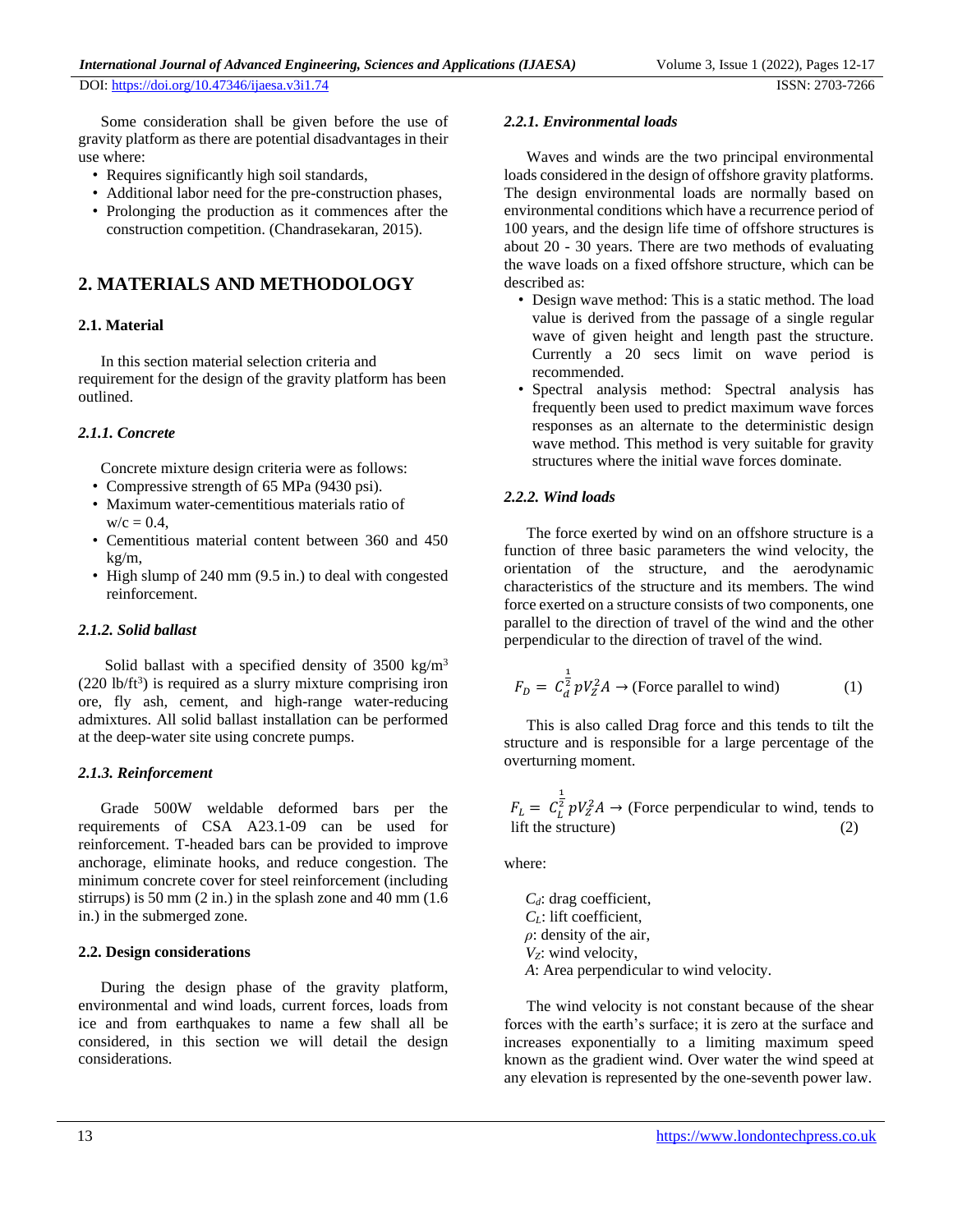Some consideration shall be given before the use of gravity platform as there are potential disadvantages in their use where:

- Requires significantly high soil standards,
- Additional labor need for the pre-construction phases,
- Prolonging the production as it commences after the construction competition. (Chandrasekaran, 2015).

## 2. MATERIALS AND METHODOLOGY

### 2.1. Material

In this section material selection criteria and requirement for the design of the gravity platform has been outlined.

#### *2.1.1. Concrete*

Concrete mixture design criteria were as follows:

- Compressive strength of 65 MPa (9430 psi).
- Maximum water-cementitious materials ratio of w/c = 0.4,
- Cementitious material content between 360 and 450 kg/m,
- High slump of 240 mm (9.5 in.) to deal with congested reinforcement.

#### *2.1.2. Solid ballast*

Solid ballast with a specified density of 3500 kg/$m^3$ (220 lb/$ft^3$) is required as a slurry mixture comprising iron ore, fly ash, cement, and high-range water-reducing admixtures. All solid ballast installation can be performed at the deep-water site using concrete pumps.

#### *2.1.3. Reinforcement*

Grade 500W weldable deformed bars per the requirements of CSA A23.1-09 can be used for reinforcement. T-headed bars can be provided to improve anchorage, eliminate hooks, and reduce congestion. The minimum concrete cover for steel reinforcement (including stirrups) is 50 mm (2 in.) in the splash zone and 40 mm (1.6 in.) in the submerged zone.

### 2.2. Design considerations

During the design phase of the gravity platform, environmental and wind loads, current forces, loads from ice and from earthquakes to name a few shall all be considered, in this section we will detail the design considerations.

#### *2.2.1. Environmental loads*

Waves and winds are the two principal environmental loads considered in the design of offshore gravity platforms. The design environmental loads are normally based on environmental conditions which have a recurrence period of 100 years, and the design life time of offshore structures is about 20 - 30 years. There are two methods of evaluating the wave loads on a fixed offshore structure, which can be described as:

- Design wave method: This is a static method. The load value is derived from the passage of a single regular wave of given height and length past the structure. Currently a 20 secs limit on wave period is recommended.
- Spectral analysis method: Spectral analysis has frequently been used to predict maximum wave forces responses as an alternate to the deterministic design wave method. This method is very suitable for gravity structures where the initial wave forces dominate.

#### *2.2.2. Wind loads*

The force exerted by wind on an offshore structure is a function of three basic parameters the wind velocity, the orientation of the structure, and the aerodynamic characteristics of the structure and its members. The wind force exerted on a structure consists of two components, one parallel to the direction of travel of the wind and the other perpendicular to the direction of travel of the wind.

$$F_D = C_d^{\frac{1}{2}} p V_Z^2 A \rightarrow \text{(Force parallel to wind)} \quad (1)$$

This is also called Drag force and this tends to tilt the structure and is responsible for a large percentage of the overturning moment.

$$F_L = C_L^{\frac{1}{2}} p V_Z^2 A \rightarrow \text{(Force perpendicular to wind, tends to lift the structure)} \quad (2)$$

where:

$C_d$: drag coefficient,
$C_L$: lift coefficient,
$\rho$: density of the air,
$V_Z$: wind velocity,
$A$: Area perpendicular to wind velocity.

The wind velocity is not constant because of the shear forces with the earth's surface; it is zero at the surface and increases exponentially to a limiting maximum speed known as the gradient wind. Over water the wind speed at any elevation is represented by the one-seventh power law.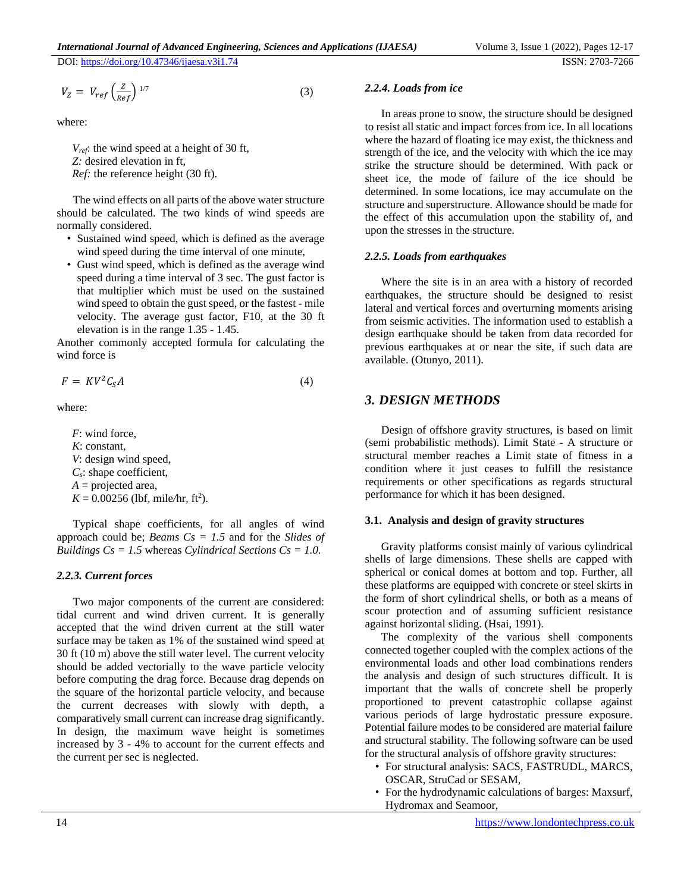$$V_Z = V_{ref}\left(\frac{Z}{Ref}\right)^{1/7} \tag{3}$$

where:

$V_{ref}$: the wind speed at a height of 30 ft,
$Z$: desired elevation in ft,
*Ref:* the reference height (30 ft).

The wind effects on all parts of the above water structure should be calculated. The two kinds of wind speeds are normally considered.

- Sustained wind speed, which is defined as the average wind speed during the time interval of one minute,
- Gust wind speed, which is defined as the average wind speed during a time interval of 3 sec. The gust factor is that multiplier which must be used on the sustained wind speed to obtain the gust speed, or the fastest - mile velocity. The average gust factor, F10, at the 30 ft elevation is in the range 1.35 - 1.45.

Another commonly accepted formula for calculating the wind force is

$$F = KV^2 C_S A \tag{4}$$

where:

$F$: wind force,
$K$: constant,
$V$: design wind speed,
$C_s$: shape coefficient,
$A$ = projected area,
$K = 0.00256$ (lbf, mile/hr, ft$^2$).

Typical shape coefficients, for all angles of wind approach could be; *Beams Cs = 1.5* and for the *Slides of Buildings Cs = 1.5* whereas *Cylindrical Sections Cs = 1.0.*

### *2.2.3. Current forces*

Two major components of the current are considered: tidal current and wind driven current. It is generally accepted that the wind driven current at the still water surface may be taken as 1% of the sustained wind speed at 30 ft (10 m) above the still water level. The current velocity should be added vectorially to the wave particle velocity before computing the drag force. Because drag depends on the square of the horizontal particle velocity, and because the current decreases with slowly with depth, a comparatively small current can increase drag significantly. In design, the maximum wave height is sometimes increased by 3 - 4% to account for the current effects and the current per sec is neglected.

### *2.2.4. Loads from ice*

In areas prone to snow, the structure should be designed to resist all static and impact forces from ice. In all locations where the hazard of floating ice may exist, the thickness and strength of the ice, and the velocity with which the ice may strike the structure should be determined. With pack or sheet ice, the mode of failure of the ice should be determined. In some locations, ice may accumulate on the structure and superstructure. Allowance should be made for the effect of this accumulation upon the stability of, and upon the stresses in the structure.

### *2.2.5. Loads from earthquakes*

Where the site is in an area with a history of recorded earthquakes, the structure should be designed to resist lateral and vertical forces and overturning moments arising from seismic activities. The information used to establish a design earthquake should be taken from data recorded for previous earthquakes at or near the site, if such data are available. (Otunyo, 2011).

## *3. DESIGN METHODS*

Design of offshore gravity structures, is based on limit (semi probabilistic methods). Limit State - A structure or structural member reaches a Limit state of fitness in a condition where it just ceases to fulfill the resistance requirements or other specifications as regards structural performance for which it has been designed.

### 3.1. Analysis and design of gravity structures

Gravity platforms consist mainly of various cylindrical shells of large dimensions. These shells are capped with spherical or conical domes at bottom and top. Further, all these platforms are equipped with concrete or steel skirts in the form of short cylindrical shells, or both as a means of scour protection and of assuming sufficient resistance against horizontal sliding. (Hsai, 1991).

The complexity of the various shell components connected together coupled with the complex actions of the environmental loads and other load combinations renders the analysis and design of such structures difficult. It is important that the walls of concrete shell be properly proportioned to prevent catastrophic collapse against various periods of large hydrostatic pressure exposure. Potential failure modes to be considered are material failure and structural stability. The following software can be used for the structural analysis of offshore gravity structures:

- For structural analysis: SACS, FASTRUDL, MARCS, OSCAR, StruCad or SESAM,
- For the hydrodynamic calculations of barges: Maxsurf, Hydromax and Seamoor,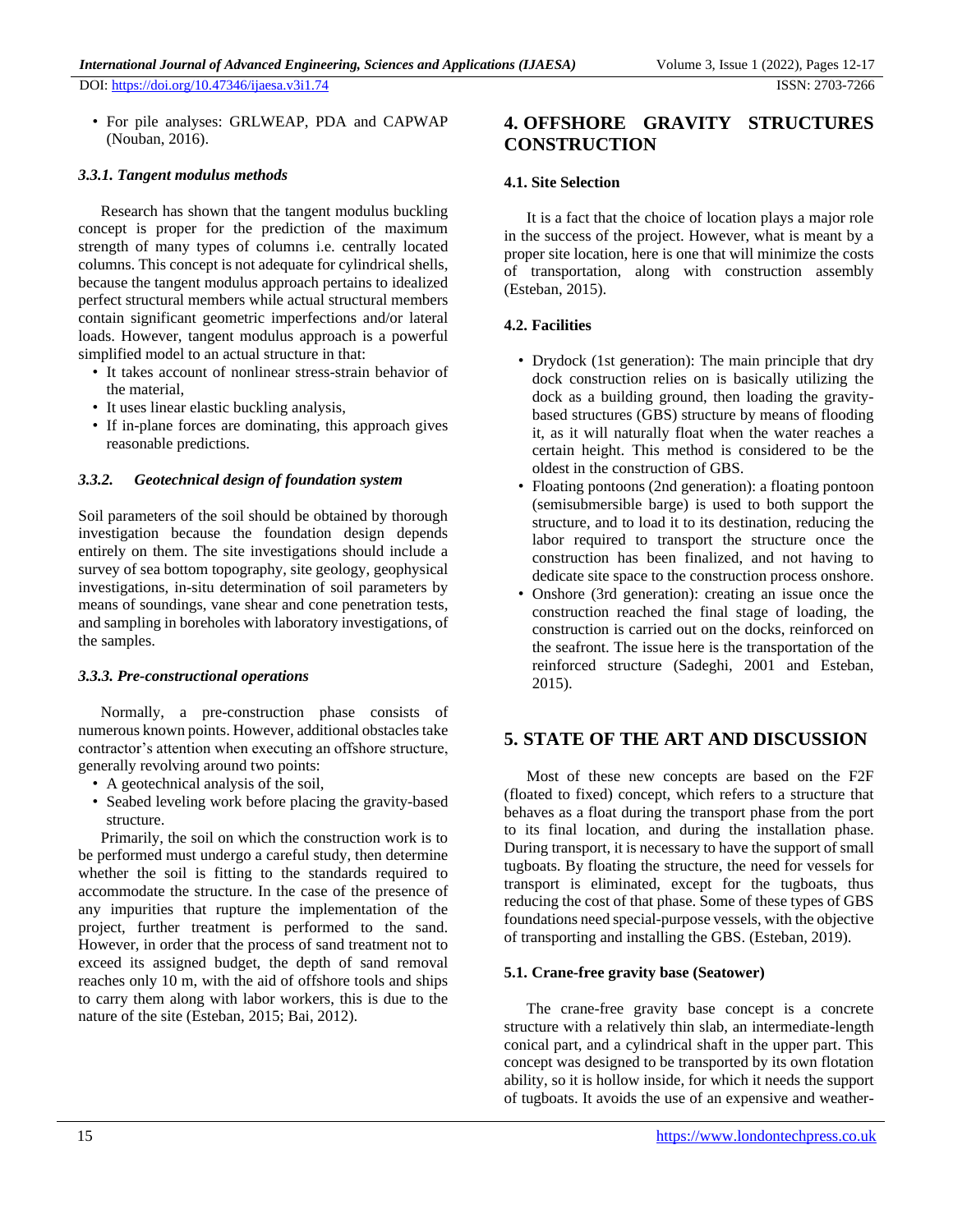- For pile analyses: GRLWEAP, PDA and CAPWAP (Nouban, 2016).

#### *3.3.1. Tangent modulus methods*

Research has shown that the tangent modulus buckling concept is proper for the prediction of the maximum strength of many types of columns i.e. centrally located columns. This concept is not adequate for cylindrical shells, because the tangent modulus approach pertains to idealized perfect structural members while actual structural members contain significant geometric imperfections and/or lateral loads. However, tangent modulus approach is a powerful simplified model to an actual structure in that:

- It takes account of nonlinear stress-strain behavior of the material,
- It uses linear elastic buckling analysis,
- If in-plane forces are dominating, this approach gives reasonable predictions.

#### *3.3.2. Geotechnical design of foundation system*

Soil parameters of the soil should be obtained by thorough investigation because the foundation design depends entirely on them. The site investigations should include a survey of sea bottom topography, site geology, geophysical investigations, in-situ determination of soil parameters by means of soundings, vane shear and cone penetration tests, and sampling in boreholes with laboratory investigations, of the samples.

#### *3.3.3. Pre-constructional operations*

Normally, a pre-construction phase consists of numerous known points. However, additional obstacles take contractor's attention when executing an offshore structure, generally revolving around two points:

- A geotechnical analysis of the soil,
- Seabed leveling work before placing the gravity-based structure.

Primarily, the soil on which the construction work is to be performed must undergo a careful study, then determine whether the soil is fitting to the standards required to accommodate the structure. In the case of the presence of any impurities that rupture the implementation of the project, further treatment is performed to the sand. However, in order that the process of sand treatment not to exceed its assigned budget, the depth of sand removal reaches only 10 m, with the aid of offshore tools and ships to carry them along with labor workers, this is due to the nature of the site (Esteban, 2015; Bai, 2012).

## 4. OFFSHORE GRAVITY STRUCTURES CONSTRUCTION

### 4.1. Site Selection

It is a fact that the choice of location plays a major role in the success of the project. However, what is meant by a proper site location, here is one that will minimize the costs of transportation, along with construction assembly (Esteban, 2015).

### 4.2. Facilities

- Drydock (1st generation): The main principle that dry dock construction relies on is basically utilizing the dock as a building ground, then loading the gravity-based structures (GBS) structure by means of flooding it, as it will naturally float when the water reaches a certain height. This method is considered to be the oldest in the construction of GBS.
- Floating pontoons (2nd generation): a floating pontoon (semisubmersible barge) is used to both support the structure, and to load it to its destination, reducing the labor required to transport the structure once the construction has been finalized, and not having to dedicate site space to the construction process onshore.
- Onshore (3rd generation): creating an issue once the construction reached the final stage of loading, the construction is carried out on the docks, reinforced on the seafront. The issue here is the transportation of the reinforced structure (Sadeghi, 2001 and Esteban, 2015).

## 5. STATE OF THE ART AND DISCUSSION

Most of these new concepts are based on the F2F (floated to fixed) concept, which refers to a structure that behaves as a float during the transport phase from the port to its final location, and during the installation phase. During transport, it is necessary to have the support of small tugboats. By floating the structure, the need for vessels for transport is eliminated, except for the tugboats, thus reducing the cost of that phase. Some of these types of GBS foundations need special-purpose vessels, with the objective of transporting and installing the GBS. (Esteban, 2019).

### 5.1. Crane-free gravity base (Seatower)

The crane-free gravity base concept is a concrete structure with a relatively thin slab, an intermediate-length conical part, and a cylindrical shaft in the upper part. This concept was designed to be transported by its own flotation ability, so it is hollow inside, for which it needs the support of tugboats. It avoids the use of an expensive and weather-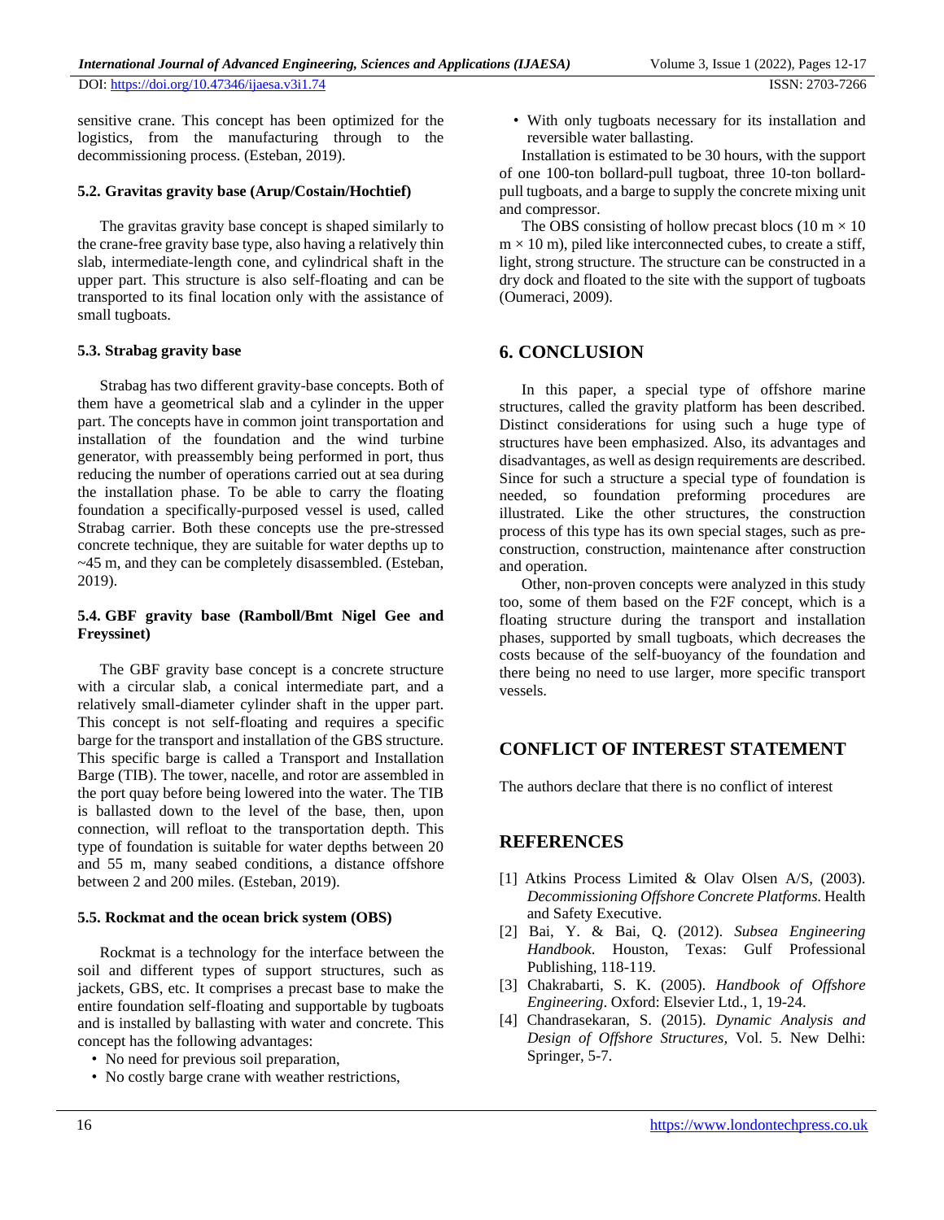sensitive crane. This concept has been optimized for the logistics, from the manufacturing through to the decommissioning process. (Esteban, 2019).

### 5.2. Gravitas gravity base (Arup/Costain/Hochtief)

The gravitas gravity base concept is shaped similarly to the crane-free gravity base type, also having a relatively thin slab, intermediate-length cone, and cylindrical shaft in the upper part. This structure is also self-floating and can be transported to its final location only with the assistance of small tugboats.

### 5.3. Strabag gravity base

Strabag has two different gravity-base concepts. Both of them have a geometrical slab and a cylinder in the upper part. The concepts have in common joint transportation and installation of the foundation and the wind turbine generator, with preassembly being performed in port, thus reducing the number of operations carried out at sea during the installation phase. To be able to carry the floating foundation a specifically-purposed vessel is used, called Strabag carrier. Both these concepts use the pre-stressed concrete technique, they are suitable for water depths up to ~45 m, and they can be completely disassembled. (Esteban, 2019).

### 5.4. GBF gravity base (Ramboll/Bmt Nigel Gee and Freyssinet)

The GBF gravity base concept is a concrete structure with a circular slab, a conical intermediate part, and a relatively small-diameter cylinder shaft in the upper part. This concept is not self-floating and requires a specific barge for the transport and installation of the GBS structure. This specific barge is called a Transport and Installation Barge (TIB). The tower, nacelle, and rotor are assembled in the port quay before being lowered into the water. The TIB is ballasted down to the level of the base, then, upon connection, will refloat to the transportation depth. This type of foundation is suitable for water depths between 20 and 55 m, many seabed conditions, a distance offshore between 2 and 200 miles. (Esteban, 2019).

### 5.5. Rockmat and the ocean brick system (OBS)

Rockmat is a technology for the interface between the soil and different types of support structures, such as jackets, GBS, etc. It comprises a precast base to make the entire foundation self-floating and supportable by tugboats and is installed by ballasting with water and concrete. This concept has the following advantages:

- No need for previous soil preparation,
- No costly barge crane with weather restrictions,
- With only tugboats necessary for its installation and reversible water ballasting.

Installation is estimated to be 30 hours, with the support of one 100-ton bollard-pull tugboat, three 10-ton bollard-pull tugboats, and a barge to supply the concrete mixing unit and compressor.

The OBS consisting of hollow precast blocs (10 m × 10 m × 10 m), piled like interconnected cubes, to create a stiff, light, strong structure. The structure can be constructed in a dry dock and floated to the site with the support of tugboats (Oumeraci, 2009).

## 6. CONCLUSION

In this paper, a special type of offshore marine structures, called the gravity platform has been described. Distinct considerations for using such a huge type of structures have been emphasized. Also, its advantages and disadvantages, as well as design requirements are described. Since for such a structure a special type of foundation is needed, so foundation preforming procedures are illustrated. Like the other structures, the construction process of this type has its own special stages, such as pre-construction, construction, maintenance after construction and operation.

Other, non-proven concepts were analyzed in this study too, some of them based on the F2F concept, which is a floating structure during the transport and installation phases, supported by small tugboats, which decreases the costs because of the self-buoyancy of the foundation and there being no need to use larger, more specific transport vessels.

## CONFLICT OF INTEREST STATEMENT

The authors declare that there is no conflict of interest

## REFERENCES

[1] Atkins Process Limited & Olav Olsen A/S, (2003). *Decommissioning Offshore Concrete Platforms.* Health and Safety Executive.

[2] Bai, Y. & Bai, Q. (2012). *Subsea Engineering Handbook*. Houston, Texas: Gulf Professional Publishing, 118-119.

[3] Chakrabarti, S. K. (2005). *Handbook of Offshore Engineering*. Oxford: Elsevier Ltd., 1, 19-24.

[4] Chandrasekaran, S. (2015). *Dynamic Analysis and Design of Offshore Structures,* Vol. 5. New Delhi: Springer, 5-7.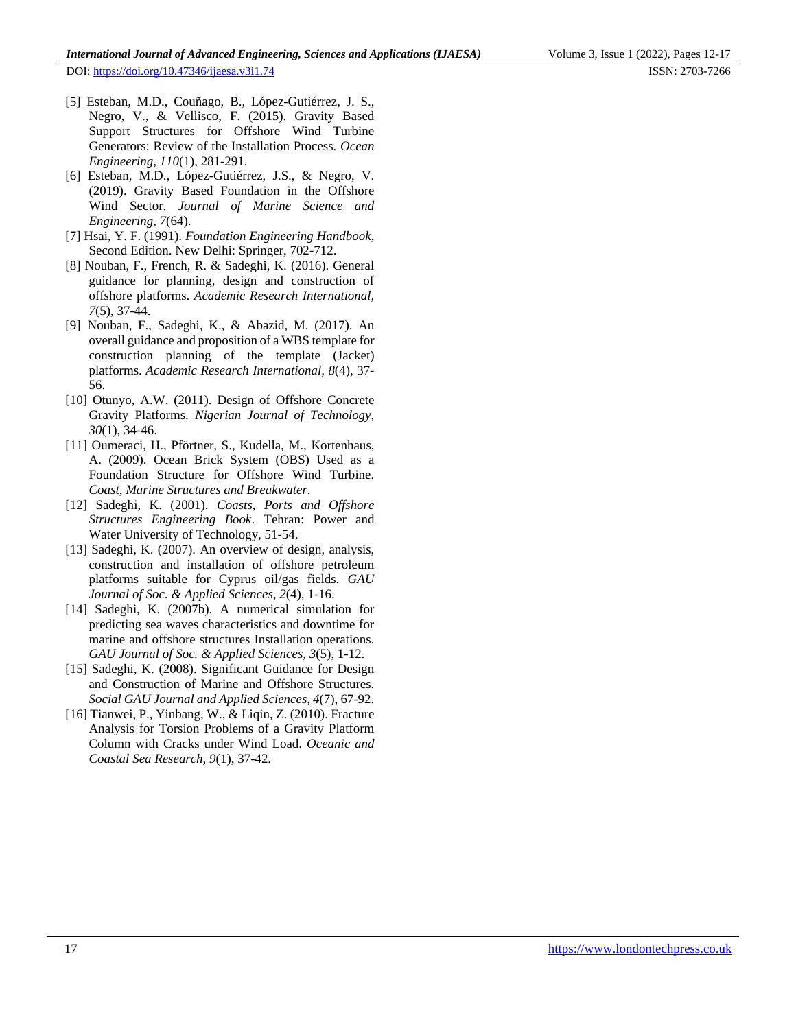[5] Esteban, M.D., Couñago, B., López-Gutiérrez, J. S., Negro, V., & Vellisco, F. (2015). Gravity Based Support Structures for Offshore Wind Turbine Generators: Review of the Installation Process. *Ocean Engineering, 110*(1), 281-291.

[6] Esteban, M.D., López-Gutiérrez, J.S., & Negro, V. (2019). Gravity Based Foundation in the Offshore Wind Sector. *Journal of Marine Science and Engineering, 7*(64).

[7] Hsai, Y. F. (1991). *Foundation Engineering Handbook*, Second Edition. New Delhi: Springer, 702-712.

[8] Nouban, F., French, R. & Sadeghi, K. (2016). General guidance for planning, design and construction of offshore platforms. *Academic Research International, 7*(5), 37-44.

[9] Nouban, F., Sadeghi, K., & Abazid, M. (2017). An overall guidance and proposition of a WBS template for construction planning of the template (Jacket) platforms. *Academic Research International, 8*(4), 37-56.

[10] Otunyo, A.W. (2011). Design of Offshore Concrete Gravity Platforms. *Nigerian Journal of Technology, 30*(1), 34-46.

[11] Oumeraci, H., Pförtner, S., Kudella, M., Kortenhaus, A. (2009). Ocean Brick System (OBS) Used as a Foundation Structure for Offshore Wind Turbine. *Coast, Marine Structures and Breakwater.*

[12] Sadeghi, K. (2001). *Coasts, Ports and Offshore Structures Engineering Book*. Tehran: Power and Water University of Technology, 51-54.

[13] Sadeghi, K. (2007). An overview of design, analysis, construction and installation of offshore petroleum platforms suitable for Cyprus oil/gas fields. *GAU Journal of Soc. & Applied Sciences, 2*(4), 1-16.

[14] Sadeghi, K. (2007b). A numerical simulation for predicting sea waves characteristics and downtime for marine and offshore structures Installation operations. *GAU Journal of Soc. & Applied Sciences, 3*(5), 1-12.

[15] Sadeghi, K. (2008). Significant Guidance for Design and Construction of Marine and Offshore Structures. *Social GAU Journal and Applied Sciences, 4*(7), 67-92.

[16] Tianwei, P., Yinbang, W., & Liqin, Z. (2010). Fracture Analysis for Torsion Problems of a Gravity Platform Column with Cracks under Wind Load. *Oceanic and Coastal Sea Research, 9*(1), 37-42.